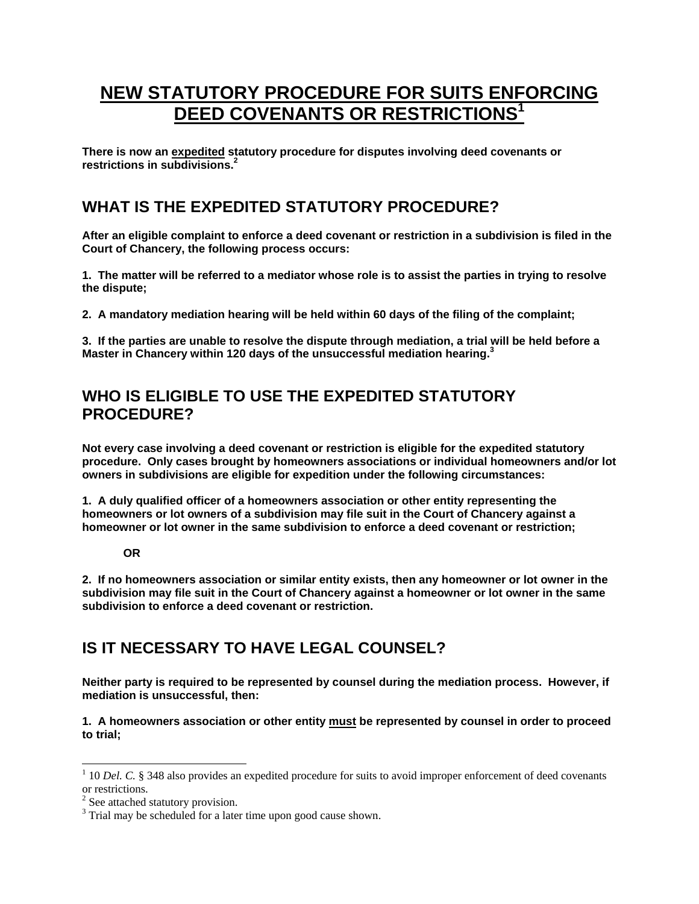# NEW STATUTORY PROCEDURE FOR SUITS ENFORCING DEED COVENANTS OR RESTRICTIONS[1]

**There is now an expedited statutory procedure for disputes involving deed covenants or restrictions in subdivisions.[2]**

## WHAT IS THE EXPEDITED STATUTORY PROCEDURE?

**After an eligible complaint to enforce a deed covenant or restriction in a subdivision is filed in the Court of Chancery, the following process occurs:**

**1. The matter will be referred to a mediator whose role is to assist the parties in trying to resolve the dispute;**

**2. A mandatory mediation hearing will be held within 60 days of the filing of the complaint;**

**3. If the parties are unable to resolve the dispute through mediation, a trial will be held before a Master in Chancery within 120 days of the unsuccessful mediation hearing.[3]**

## WHO IS ELIGIBLE TO USE THE EXPEDITED STATUTORY PROCEDURE?

**Not every case involving a deed covenant or restriction is eligible for the expedited statutory procedure. Only cases brought by homeowners associations or individual homeowners and/or lot owners in subdivisions are eligible for expedition under the following circumstances:**

**1. A duly qualified officer of a homeowners association or other entity representing the homeowners or lot owners of a subdivision may file suit in the Court of Chancery against a homeowner or lot owner in the same subdivision to enforce a deed covenant or restriction;**

**OR**

**2. If no homeowners association or similar entity exists, then any homeowner or lot owner in the subdivision may file suit in the Court of Chancery against a homeowner or lot owner in the same subdivision to enforce a deed covenant or restriction.**

## IS IT NECESSARY TO HAVE LEGAL COUNSEL?

**Neither party is required to be represented by counsel during the mediation process. However, if mediation is unsuccessful, then:**

**1. A homeowners association or other entity must be represented by counsel in order to proceed to trial;**

---

[1] 10 *Del. C.* § 348 also provides an expedited procedure for suits to avoid improper enforcement of deed covenants or restrictions.

[2] See attached statutory provision.

[3] Trial may be scheduled for a later time upon good cause shown.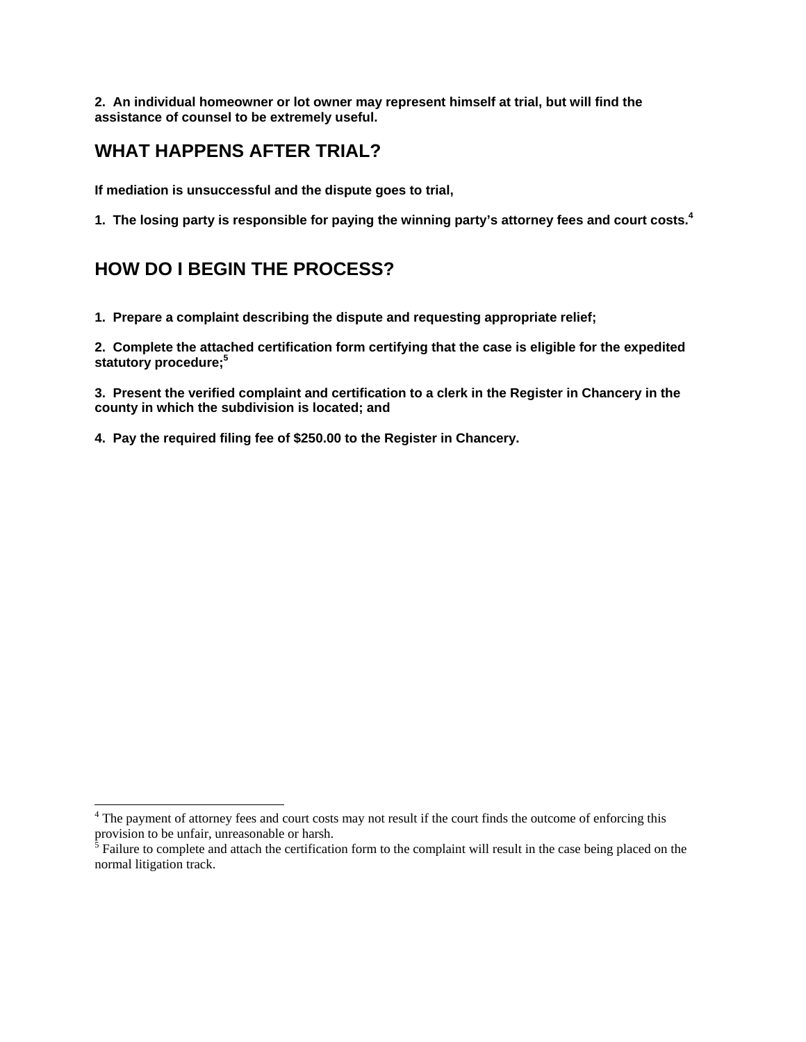**2. An individual homeowner or lot owner may represent himself at trial, but will find the assistance of counsel to be extremely useful.**

## WHAT HAPPENS AFTER TRIAL?

**If mediation is unsuccessful and the dispute goes to trial,**

**1. The losing party is responsible for paying the winning party's attorney fees and court costs.[4]**

## HOW DO I BEGIN THE PROCESS?

**1. Prepare a complaint describing the dispute and requesting appropriate relief;**

**2. Complete the attached certification form certifying that the case is eligible for the expedited statutory procedure;[5]**

**3. Present the verified complaint and certification to a clerk in the Register in Chancery in the county in which the subdivision is located; and**

**4. Pay the required filing fee of $250.00 to the Register in Chancery.**

---

[4] The payment of attorney fees and court costs may not result if the court finds the outcome of enforcing this provision to be unfair, unreasonable or harsh.

[5] Failure to complete and attach the certification form to the complaint will result in the case being placed on the normal litigation track.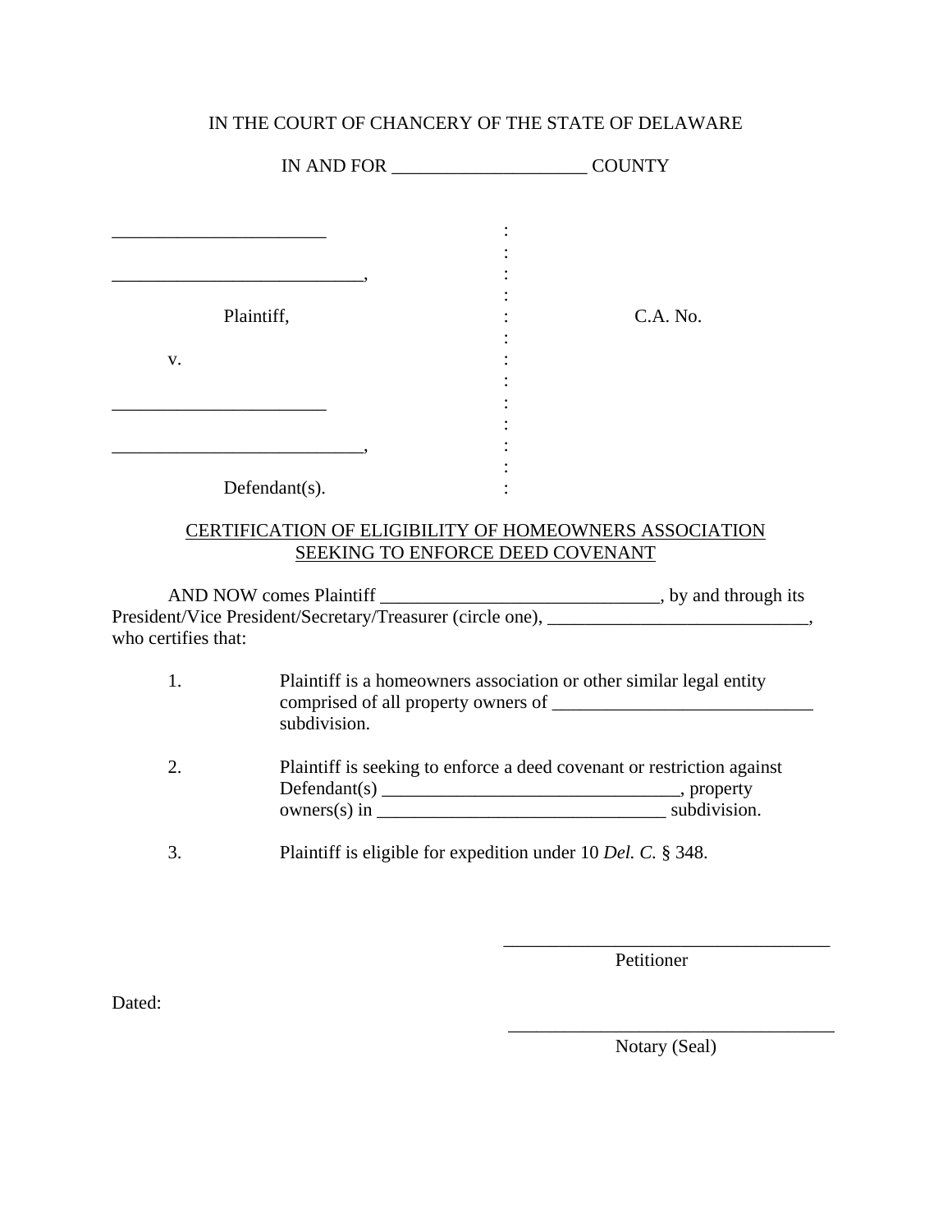IN THE COURT OF CHANCERY OF THE STATE OF DELAWARE

IN AND FOR ____________________ COUNTY

| | | |
|---|---|---|
| ______________________ | : | |
| | : | |
| __________________________, | : | |
| | : | |
| Plaintiff, | : | C.A. No. |
| | : | |
| v. | : | |
| | : | |
| ______________________ | : | |
| | : | |
| __________________________, | : | |
| | : | |
| Defendant(s). | : | |

<u>CERTIFICATION OF ELIGIBILITY OF HOMEOWNERS ASSOCIATION SEEKING TO ENFORCE DEED COVENANT</u>

AND NOW comes Plaintiff _____________________________, by and through its President/Vice President/Secretary/Treasurer (circle one), ___________________________, who certifies that:

1. Plaintiff is a homeowners association or other similar legal entity comprised of all property owners of ___________________________ subdivision.

2. Plaintiff is seeking to enforce a deed covenant or restriction against Defendant(s) _______________________________, property owners(s) in _______________________________ subdivision.

3. Plaintiff is eligible for expedition under 10 *Del. C.* § 348.

___________________________________
Petitioner

Dated:

___________________________________
Notary (Seal)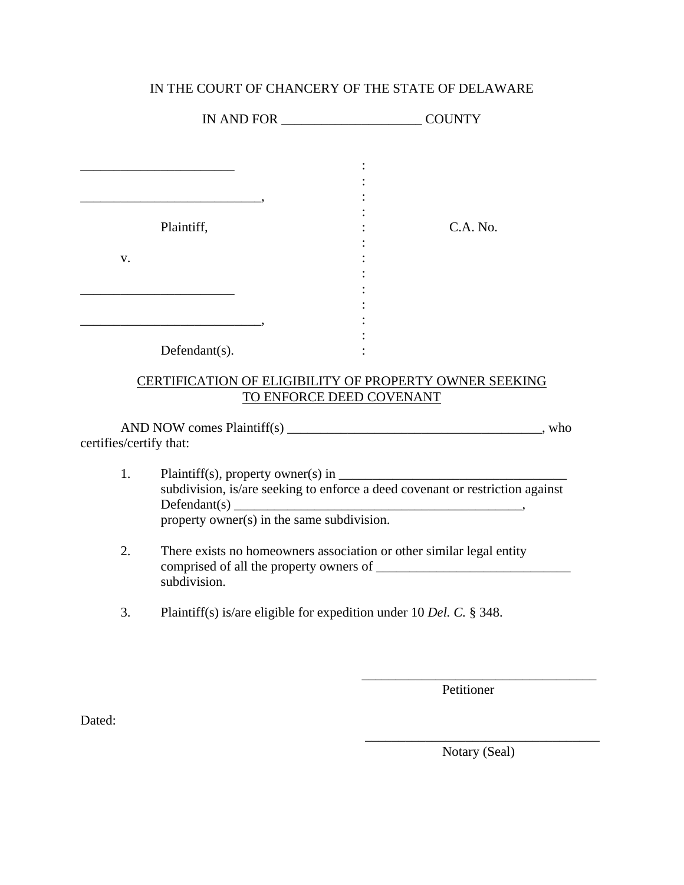IN THE COURT OF CHANCERY OF THE STATE OF DELAWARE

IN AND FOR _____________________ COUNTY

| | | |
|---|---|---|
| _______________________ | : | |
| | : | |
| ___________________________, | : | |
| | : | |
| Plaintiff, | : | C.A. No. |
| | : | |
| v. | : | |
| | : | |
| _______________________ | : | |
| | : | |
| ___________________________, | : | |
| | : | |
| Defendant(s). | : | |

CERTIFICATION OF ELIGIBILITY OF PROPERTY OWNER SEEKING TO ENFORCE DEED COVENANT

AND NOW comes Plaintiff(s) ______________________________________, who certifies/certify that:

1. Plaintiff(s), property owner(s) in __________________________________ subdivision, is/are seeking to enforce a deed covenant or restriction against Defendant(s) ____________________________________________, property owner(s) in the same subdivision.

2. There exists no homeowners association or other similar legal entity comprised of all the property owners of _____________________________ subdivision.

3. Plaintiff(s) is/are eligible for expedition under 10 *Del. C.* § 348.

____________________________________
Petitioner

Dated:

____________________________________
Notary (Seal)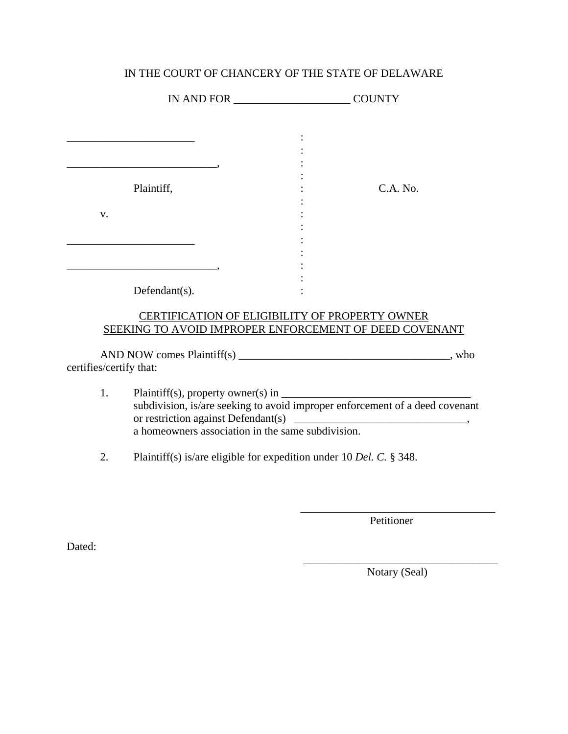IN THE COURT OF CHANCERY OF THE STATE OF DELAWARE

IN AND FOR ____________________ COUNTY

| | | |
|---|---|---|
| ______________________ | : | |
| ___________________________, | : | |
| Plaintiff, | : | C.A. No. |
| v. | : | |
| ______________________ | : | |
| ___________________________, | : | |
| Defendant(s). | : | |

CERTIFICATION OF ELIGIBILITY OF PROPERTY OWNER SEEKING TO AVOID IMPROPER ENFORCEMENT OF DEED COVENANT

AND NOW comes Plaintiff(s) _____________________________________, who certifies/certify that:

1. Plaintiff(s), property owner(s) in _________________________________ subdivision, is/are seeking to avoid improper enforcement of a deed covenant or restriction against Defendant(s) _______________________________, a homeowners association in the same subdivision.

2. Plaintiff(s) is/are eligible for expedition under 10 *Del. C.* § 348.

___________________________________
Petitioner

Dated:

___________________________________
Notary (Seal)